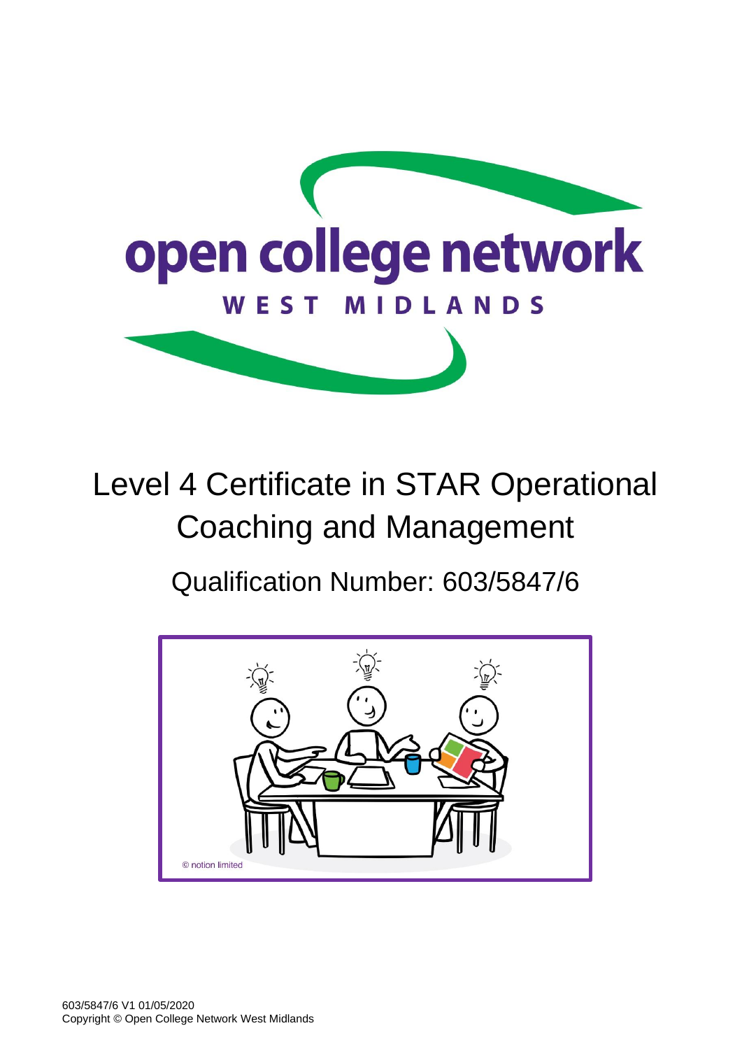open college network
WEST MIDLANDS

# Level 4 Certificate in STAR Operational Coaching and Management

## Qualification Number: 603/5847/6

© notion limited

603/5847/6 V1 01/05/2020
Copyright © Open College Network West Midlands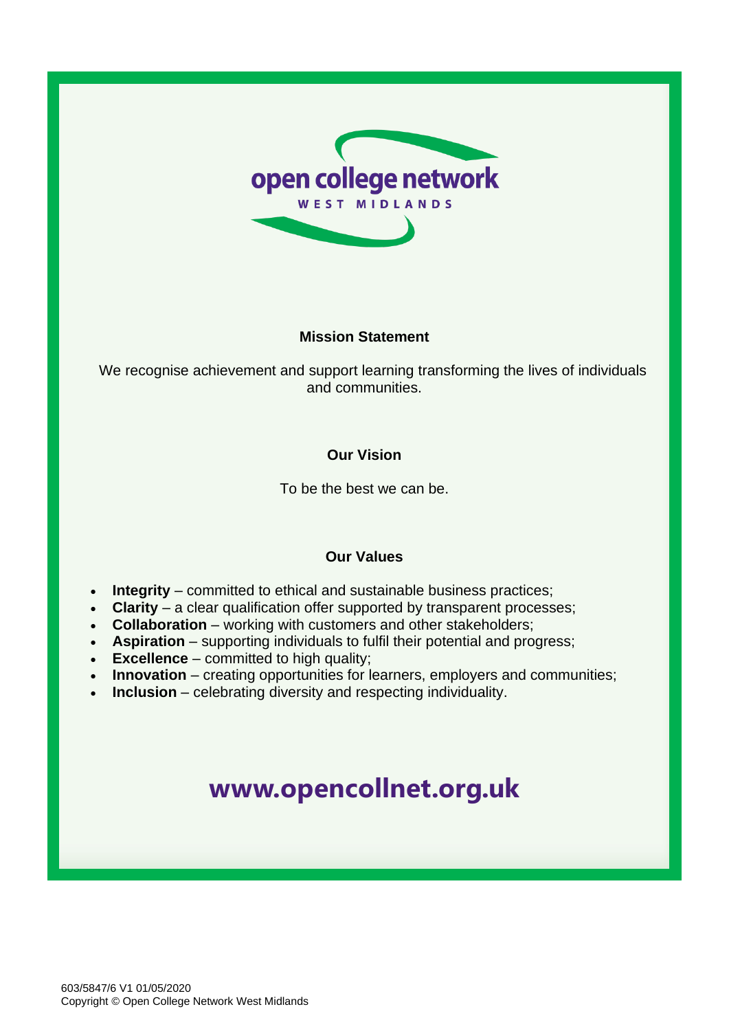open college network

WEST MIDLANDS

## Mission Statement

We recognise achievement and support learning transforming the lives of individuals and communities.

## Our Vision

To be the best we can be.

## Our Values

- **Integrity** – committed to ethical and sustainable business practices;
- **Clarity** – a clear qualification offer supported by transparent processes;
- **Collaboration** – working with customers and other stakeholders;
- **Aspiration** – supporting individuals to fulfil their potential and progress;
- **Excellence** – committed to high quality;
- **Innovation** – creating opportunities for learners, employers and communities;
- **Inclusion** – celebrating diversity and respecting individuality.

**www.opencollnet.org.uk**

603/5847/6 V1 01/05/2020
Copyright © Open College Network West Midlands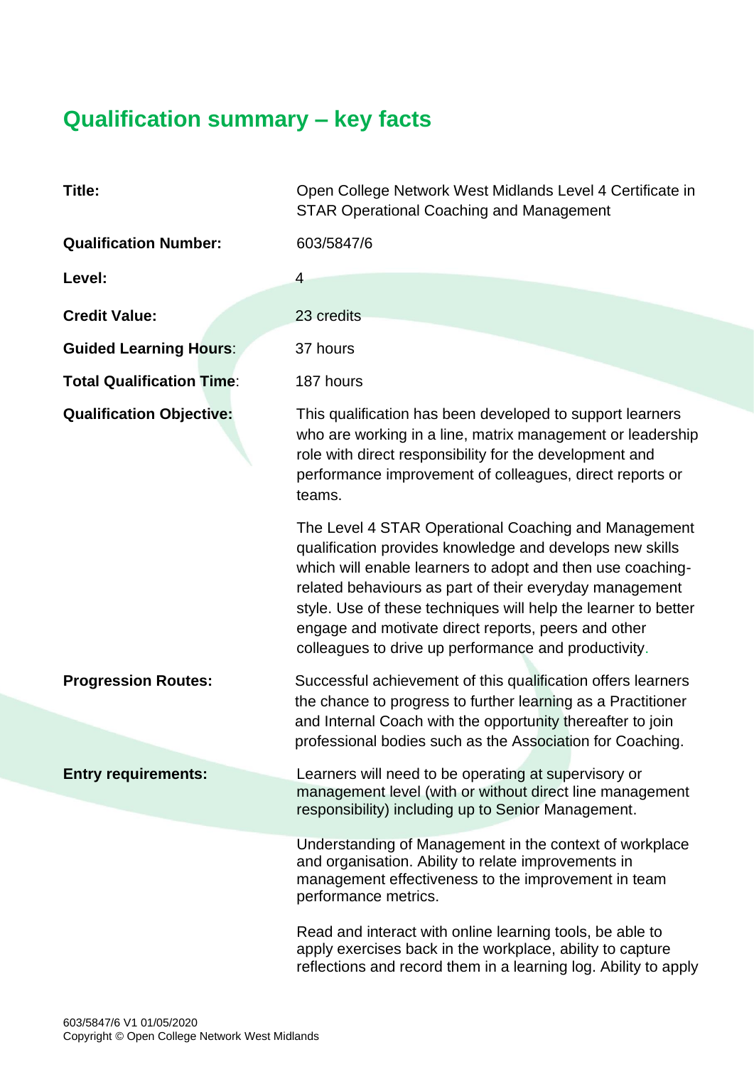## Qualification summary – key facts

| | |
|---|---|
| **Title:** | Open College Network West Midlands Level 4 Certificate in STAR Operational Coaching and Management |
| **Qualification Number:** | 603/5847/6 |
| **Level:** | 4 |
| **Credit Value:** | 23 credits |
| **Guided Learning Hours**: | 37 hours |
| **Total Qualification Time**: | 187 hours |
| **Qualification Objective:** | This qualification has been developed to support learners who are working in a line, matrix management or leadership role with direct responsibility for the development and performance improvement of colleagues, direct reports or teams.<br><br>The Level 4 STAR Operational Coaching and Management qualification provides knowledge and develops new skills which will enable learners to adopt and then use coaching-related behaviours as part of their everyday management style. Use of these techniques will help the learner to better engage and motivate direct reports, peers and other colleagues to drive up performance and productivity. |
| **Progression Routes:** | Successful achievement of this qualification offers learners the chance to progress to further learning as a Practitioner and Internal Coach with the opportunity thereafter to join professional bodies such as the Association for Coaching. |
| **Entry requirements:** | Learners will need to be operating at supervisory or management level (with or without direct line management responsibility) including up to Senior Management.<br><br>Understanding of Management in the context of workplace and organisation. Ability to relate improvements in management effectiveness to the improvement in team performance metrics.<br><br>Read and interact with online learning tools, be able to apply exercises back in the workplace, ability to capture reflections and record them in a learning log. Ability to apply |

603/5847/6 V1 01/05/2020
Copyright © Open College Network West Midlands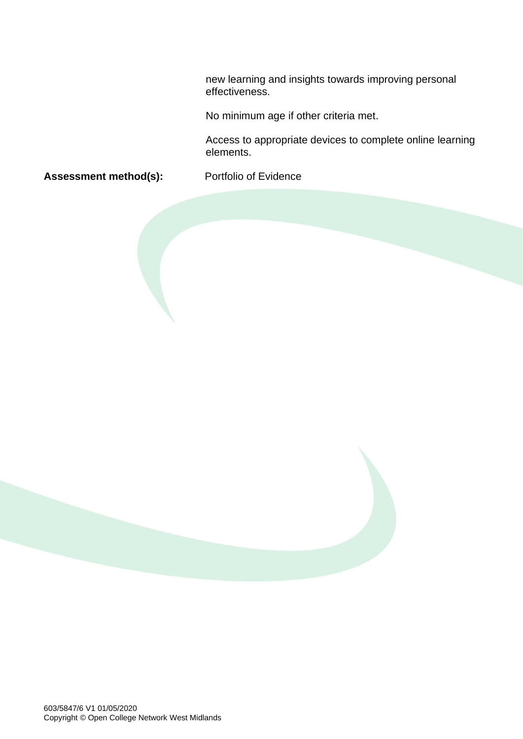new learning and insights towards improving personal effectiveness.

No minimum age if other criteria met.

Access to appropriate devices to complete online learning elements.

**Assessment method(s):** Portfolio of Evidence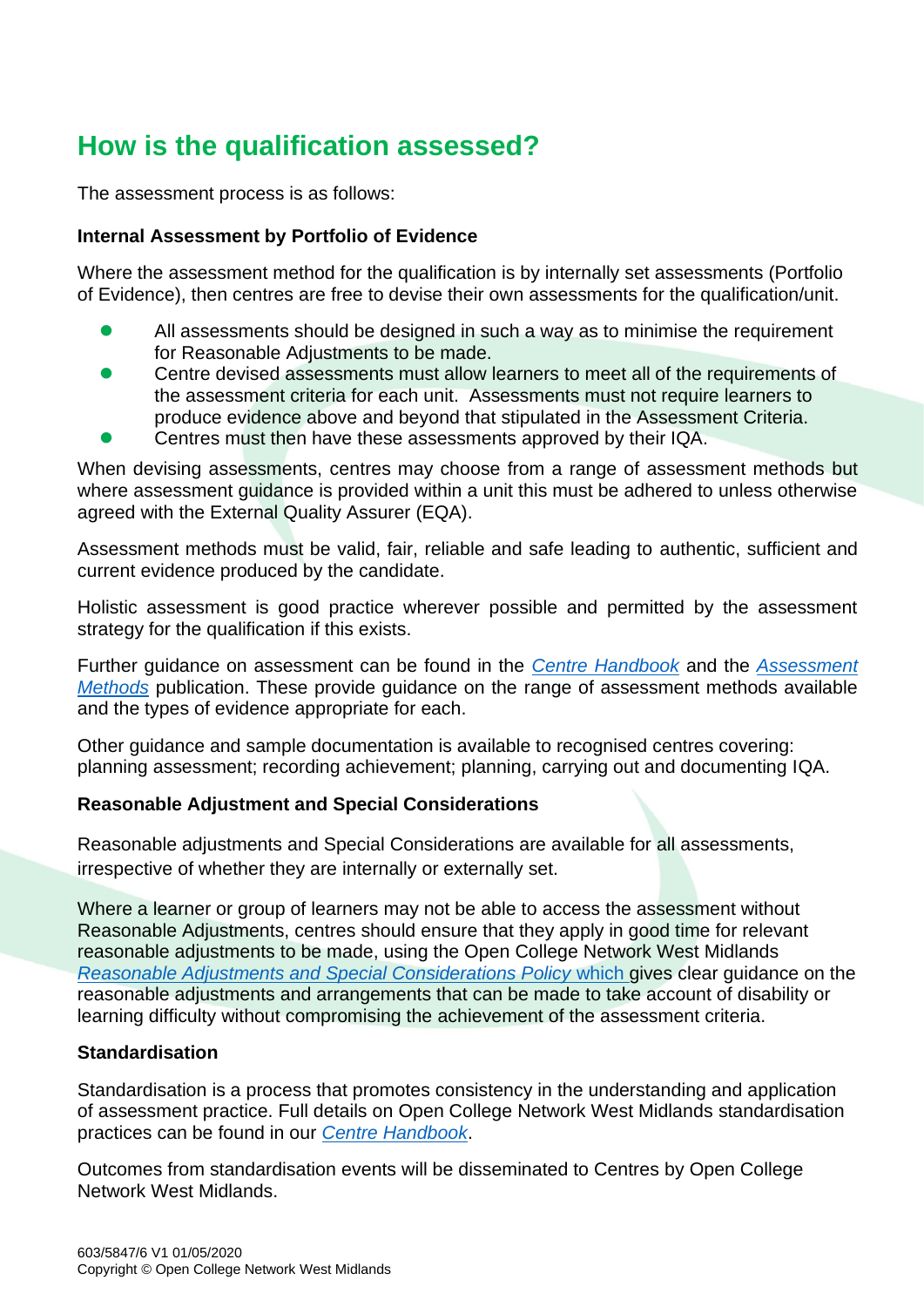## How is the qualification assessed?

The assessment process is as follows:

**Internal Assessment by Portfolio of Evidence**

Where the assessment method for the qualification is by internally set assessments (Portfolio of Evidence), then centres are free to devise their own assessments for the qualification/unit.

- All assessments should be designed in such a way as to minimise the requirement for Reasonable Adjustments to be made.
- Centre devised assessments must allow learners to meet all of the requirements of the assessment criteria for each unit. Assessments must not require learners to produce evidence above and beyond that stipulated in the Assessment Criteria.
- Centres must then have these assessments approved by their IQA.

When devising assessments, centres may choose from a range of assessment methods but where assessment guidance is provided within a unit this must be adhered to unless otherwise agreed with the External Quality Assurer (EQA).

Assessment methods must be valid, fair, reliable and safe leading to authentic, sufficient and current evidence produced by the candidate.

Holistic assessment is good practice wherever possible and permitted by the assessment strategy for the qualification if this exists.

Further guidance on assessment can be found in the *Centre Handbook* and the *Assessment Methods* publication. These provide guidance on the range of assessment methods available and the types of evidence appropriate for each.

Other guidance and sample documentation is available to recognised centres covering: planning assessment; recording achievement; planning, carrying out and documenting IQA.

**Reasonable Adjustment and Special Considerations**

Reasonable adjustments and Special Considerations are available for all assessments, irrespective of whether they are internally or externally set.

Where a learner or group of learners may not be able to access the assessment without Reasonable Adjustments, centres should ensure that they apply in good time for relevant reasonable adjustments to be made, using the Open College Network West Midlands *Reasonable Adjustments and Special Considerations Policy* which gives clear guidance on the reasonable adjustments and arrangements that can be made to take account of disability or learning difficulty without compromising the achievement of the assessment criteria.

**Standardisation**

Standardisation is a process that promotes consistency in the understanding and application of assessment practice. Full details on Open College Network West Midlands standardisation practices can be found in our *Centre Handbook*.

Outcomes from standardisation events will be disseminated to Centres by Open College Network West Midlands.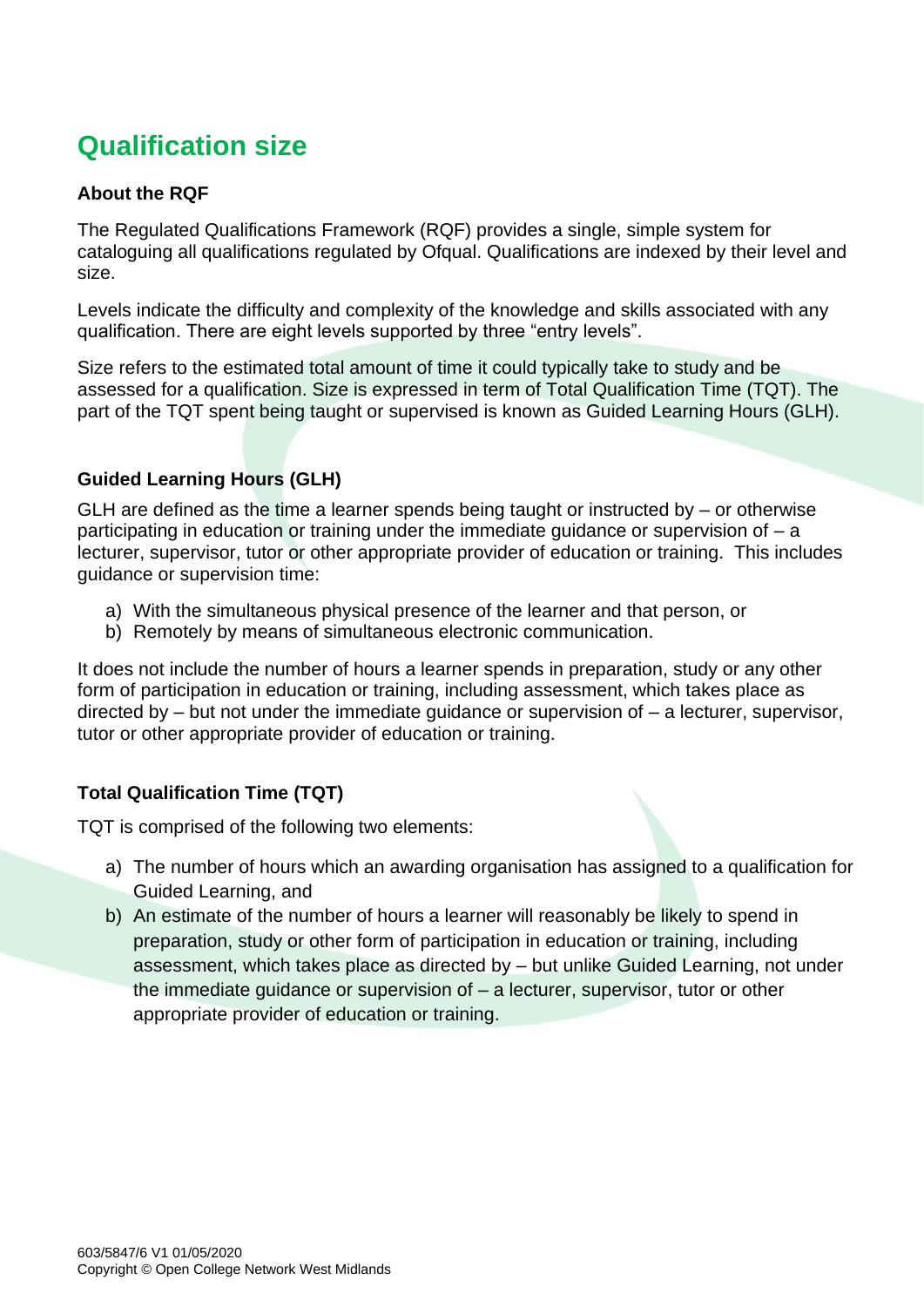# Qualification size

### About the RQF

The Regulated Qualifications Framework (RQF) provides a single, simple system for cataloguing all qualifications regulated by Ofqual. Qualifications are indexed by their level and size.

Levels indicate the difficulty and complexity of the knowledge and skills associated with any qualification. There are eight levels supported by three "entry levels".

Size refers to the estimated total amount of time it could typically take to study and be assessed for a qualification. Size is expressed in term of Total Qualification Time (TQT). The part of the TQT spent being taught or supervised is known as Guided Learning Hours (GLH).

### Guided Learning Hours (GLH)

GLH are defined as the time a learner spends being taught or instructed by – or otherwise participating in education or training under the immediate guidance or supervision of – a lecturer, supervisor, tutor or other appropriate provider of education or training. This includes guidance or supervision time:

a) With the simultaneous physical presence of the learner and that person, or
b) Remotely by means of simultaneous electronic communication.

It does not include the number of hours a learner spends in preparation, study or any other form of participation in education or training, including assessment, which takes place as directed by – but not under the immediate guidance or supervision of – a lecturer, supervisor, tutor or other appropriate provider of education or training.

### Total Qualification Time (TQT)

TQT is comprised of the following two elements:

a) The number of hours which an awarding organisation has assigned to a qualification for Guided Learning, and
b) An estimate of the number of hours a learner will reasonably be likely to spend in preparation, study or other form of participation in education or training, including assessment, which takes place as directed by – but unlike Guided Learning, not under the immediate guidance or supervision of – a lecturer, supervisor, tutor or other appropriate provider of education or training.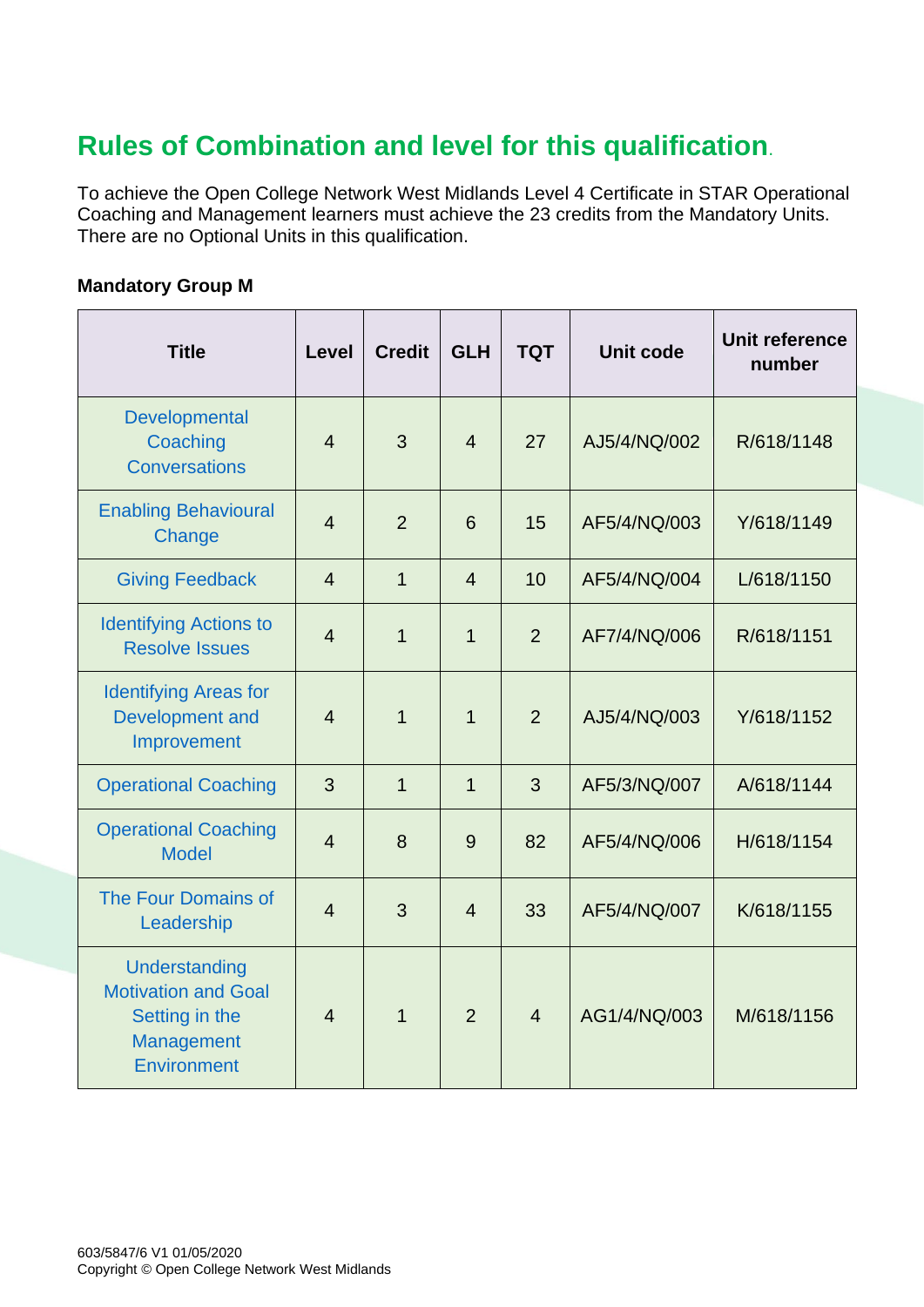## Rules of Combination and level for this qualification.

To achieve the Open College Network West Midlands Level 4 Certificate in STAR Operational Coaching and Management learners must achieve the 23 credits from the Mandatory Units. There are no Optional Units in this qualification.

**Mandatory Group M**

| Title | Level | Credit | GLH | TQT | Unit code | Unit reference number |
|---|---|---|---|---|---|---|
| Developmental Coaching Conversations | 4 | 3 | 4 | 27 | AJ5/4/NQ/002 | R/618/1148 |
| Enabling Behavioural Change | 4 | 2 | 6 | 15 | AF5/4/NQ/003 | Y/618/1149 |
| Giving Feedback | 4 | 1 | 4 | 10 | AF5/4/NQ/004 | L/618/1150 |
| Identifying Actions to Resolve Issues | 4 | 1 | 1 | 2 | AF7/4/NQ/006 | R/618/1151 |
| Identifying Areas for Development and Improvement | 4 | 1 | 1 | 2 | AJ5/4/NQ/003 | Y/618/1152 |
| Operational Coaching | 3 | 1 | 1 | 3 | AF5/3/NQ/007 | A/618/1144 |
| Operational Coaching Model | 4 | 8 | 9 | 82 | AF5/4/NQ/006 | H/618/1154 |
| The Four Domains of Leadership | 4 | 3 | 4 | 33 | AF5/4/NQ/007 | K/618/1155 |
| Understanding Motivation and Goal Setting in the Management Environment | 4 | 1 | 2 | 4 | AG1/4/NQ/003 | M/618/1156 |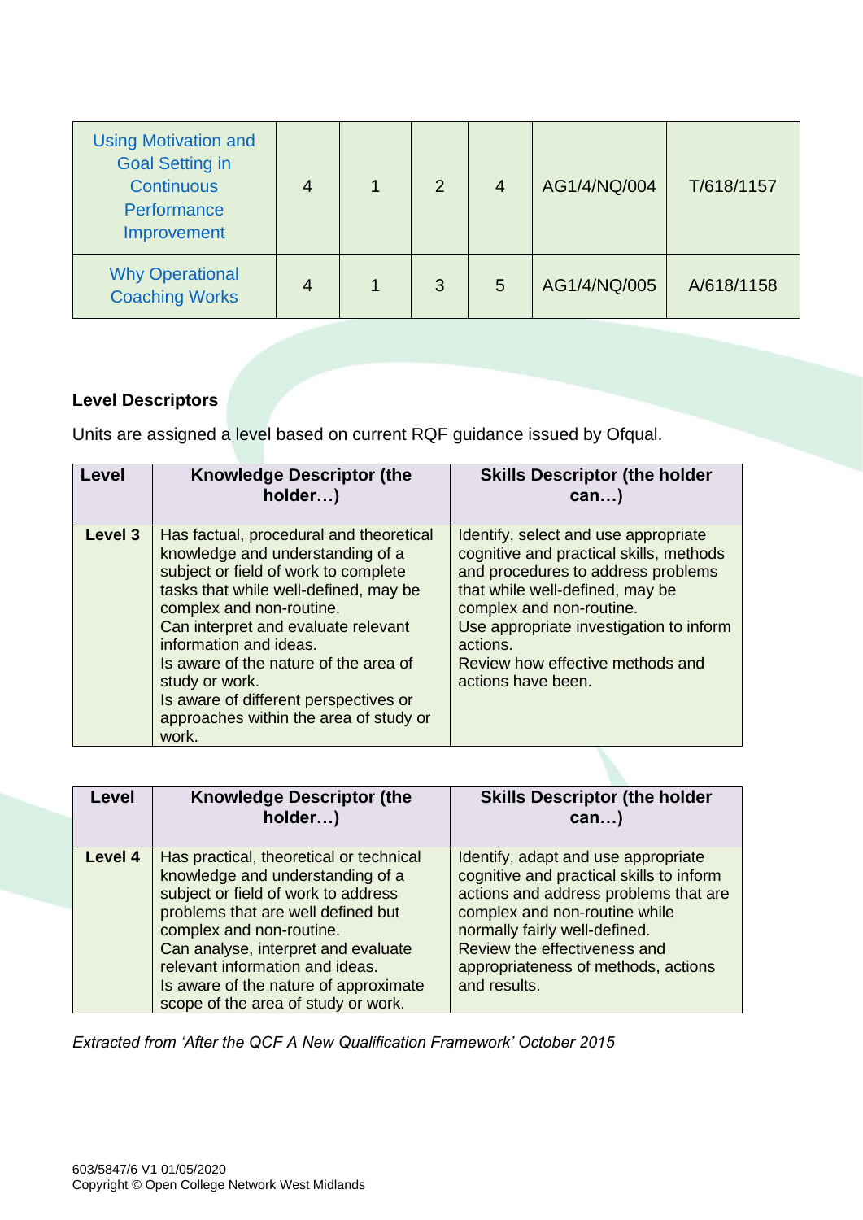| Using Motivation and Goal Setting in Continuous Performance Improvement | 4 | 1 | 2 | 4 | AG1/4/NQ/004 | T/618/1157 |
|---|---|---|---|---|---|---|
| Why Operational Coaching Works | 4 | 1 | 3 | 5 | AG1/4/NQ/005 | A/618/1158 |

**Level Descriptors**

Units are assigned a level based on current RQF guidance issued by Ofqual.

| Level | Knowledge Descriptor (the holder…) | Skills Descriptor (the holder can…) |
|---|---|---|
| Level 3 | Has factual, procedural and theoretical knowledge and understanding of a subject or field of work to complete tasks that while well-defined, may be complex and non-routine.<br>Can interpret and evaluate relevant information and ideas.<br>Is aware of the nature of the area of study or work.<br>Is aware of different perspectives or approaches within the area of study or work. | Identify, select and use appropriate cognitive and practical skills, methods and procedures to address problems that while well-defined, may be complex and non-routine.<br>Use appropriate investigation to inform actions.<br>Review how effective methods and actions have been. |

| Level | Knowledge Descriptor (the holder…) | Skills Descriptor (the holder can…) |
|---|---|---|
| Level 4 | Has practical, theoretical or technical knowledge and understanding of a subject or field of work to address problems that are well defined but complex and non-routine.<br>Can analyse, interpret and evaluate relevant information and ideas.<br>Is aware of the nature of approximate scope of the area of study or work. | Identify, adapt and use appropriate cognitive and practical skills to inform actions and address problems that are complex and non-routine while normally fairly well-defined.<br>Review the effectiveness and appropriateness of methods, actions and results. |

*Extracted from 'After the QCF A New Qualification Framework' October 2015*

603/5847/6 V1 01/05/2020
Copyright © Open College Network West Midlands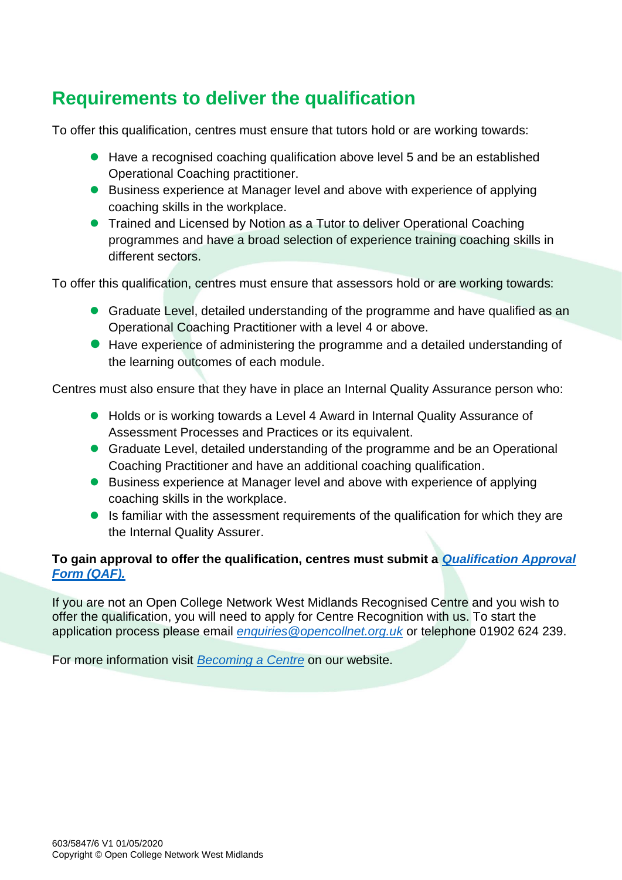## Requirements to deliver the qualification

To offer this qualification, centres must ensure that tutors hold or are working towards:

- Have a recognised coaching qualification above level 5 and be an established Operational Coaching practitioner.
- Business experience at Manager level and above with experience of applying coaching skills in the workplace.
- Trained and Licensed by Notion as a Tutor to deliver Operational Coaching programmes and have a broad selection of experience training coaching skills in different sectors.

To offer this qualification, centres must ensure that assessors hold or are working towards:

- Graduate Level, detailed understanding of the programme and have qualified as an Operational Coaching Practitioner with a level 4 or above.
- Have experience of administering the programme and a detailed understanding of the learning outcomes of each module.

Centres must also ensure that they have in place an Internal Quality Assurance person who:

- Holds or is working towards a Level 4 Award in Internal Quality Assurance of Assessment Processes and Practices or its equivalent.
- Graduate Level, detailed understanding of the programme and be an Operational Coaching Practitioner and have an additional coaching qualification.
- Business experience at Manager level and above with experience of applying coaching skills in the workplace.
- Is familiar with the assessment requirements of the qualification for which they are the Internal Quality Assurer.

**To gain approval to offer the qualification, centres must submit a *Qualification Approval Form (QAF).***

If you are not an Open College Network West Midlands Recognised Centre and you wish to offer the qualification, you will need to apply for Centre Recognition with us. To start the application process please email *enquiries@opencollnet.org.uk* or telephone 01902 624 239.

For more information visit *Becoming a Centre* on our website.

603/5847/6 V1 01/05/2020
Copyright © Open College Network West Midlands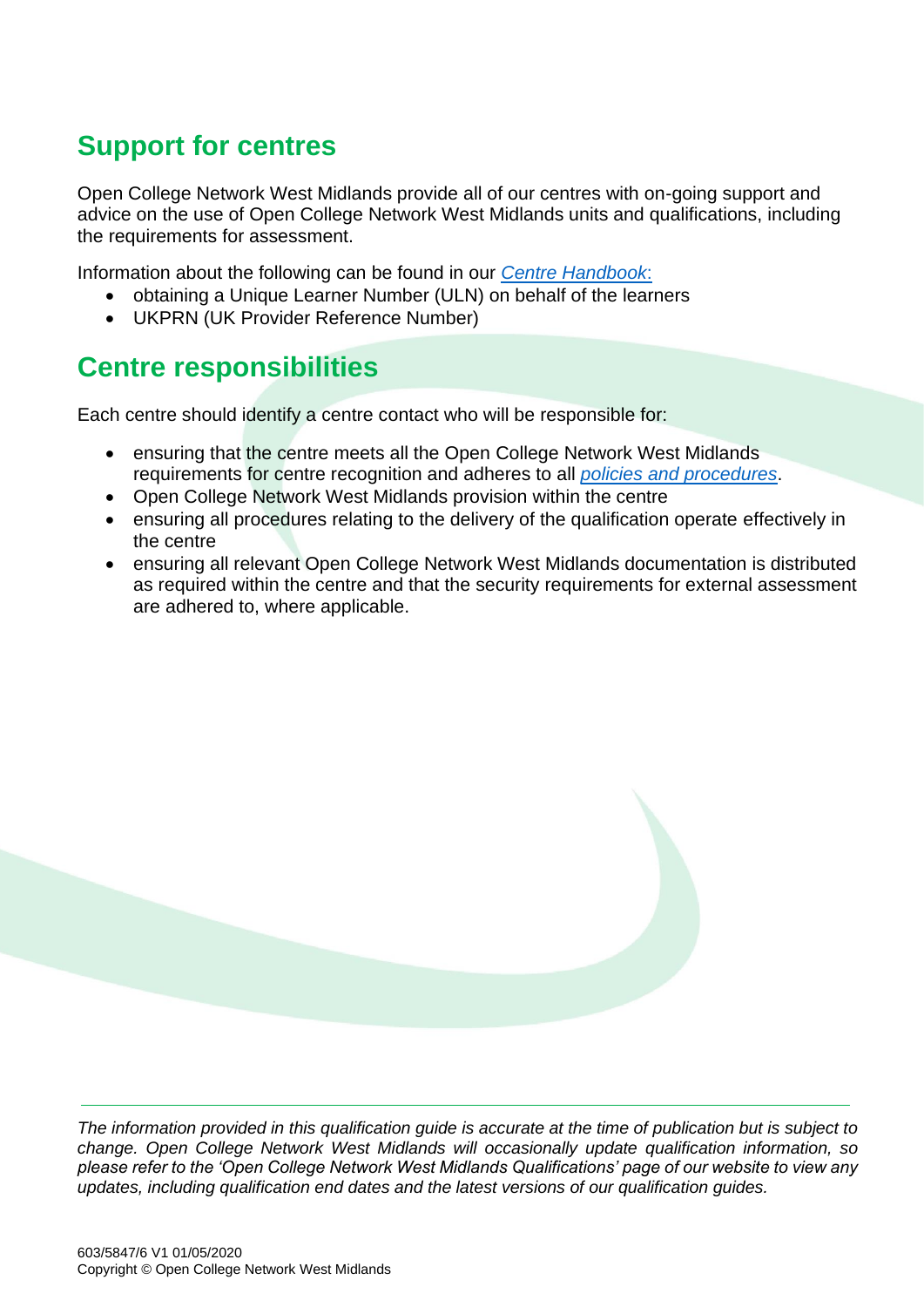## Support for centres

Open College Network West Midlands provide all of our centres with on-going support and advice on the use of Open College Network West Midlands units and qualifications, including the requirements for assessment.

Information about the following can be found in our *Centre Handbook*:

- obtaining a Unique Learner Number (ULN) on behalf of the learners
- UKPRN (UK Provider Reference Number)

## Centre responsibilities

Each centre should identify a centre contact who will be responsible for:

- ensuring that the centre meets all the Open College Network West Midlands requirements for centre recognition and adheres to all *policies and procedures*.
- Open College Network West Midlands provision within the centre
- ensuring all procedures relating to the delivery of the qualification operate effectively in the centre
- ensuring all relevant Open College Network West Midlands documentation is distributed as required within the centre and that the security requirements for external assessment are adhered to, where applicable.

*The information provided in this qualification guide is accurate at the time of publication but is subject to change. Open College Network West Midlands will occasionally update qualification information, so please refer to the 'Open College Network West Midlands Qualifications' page of our website to view any updates, including qualification end dates and the latest versions of our qualification guides.*

603/5847/6 V1 01/05/2020
Copyright © Open College Network West Midlands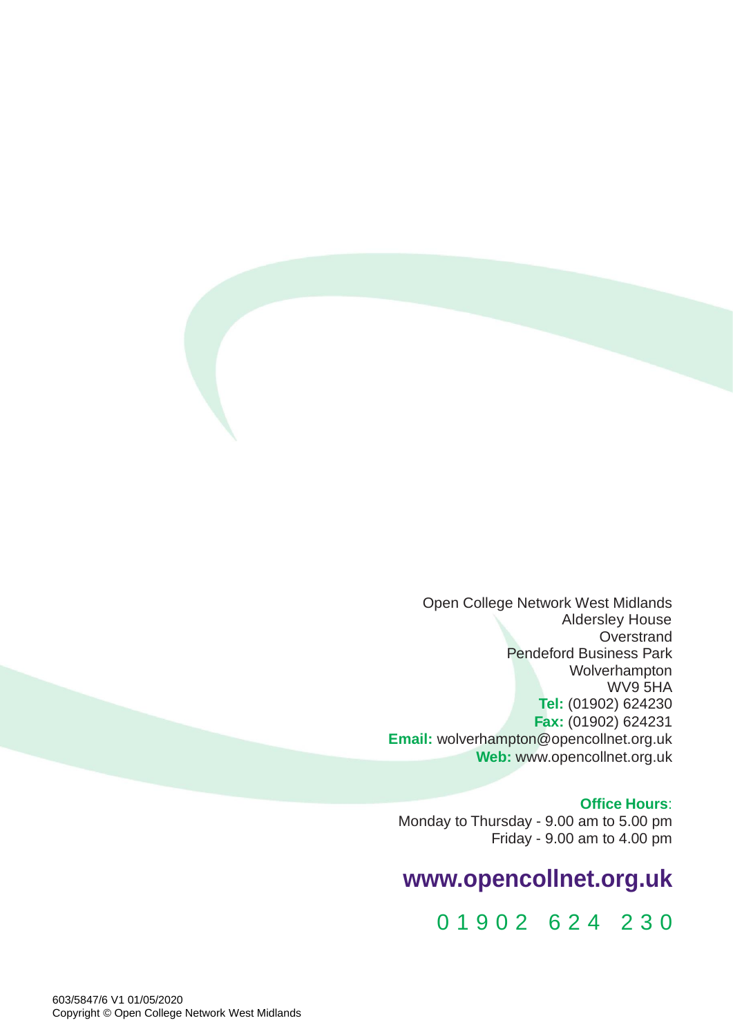Open College Network West Midlands
Aldersley House
Overstrand
Pendeford Business Park
Wolverhampton
WV9 5HA
**Tel:** (01902) 624230
**Fax:** (01902) 624231
**Email:** wolverhampton@opencollnet.org.uk
**Web:** www.opencollnet.org.uk

**Office Hours**:
Monday to Thursday - 9.00 am to 5.00 pm
Friday - 9.00 am to 4.00 pm

**www.opencollnet.org.uk**

01902 624 230

603/5847/6 V1 01/05/2020
Copyright © Open College Network West Midlands